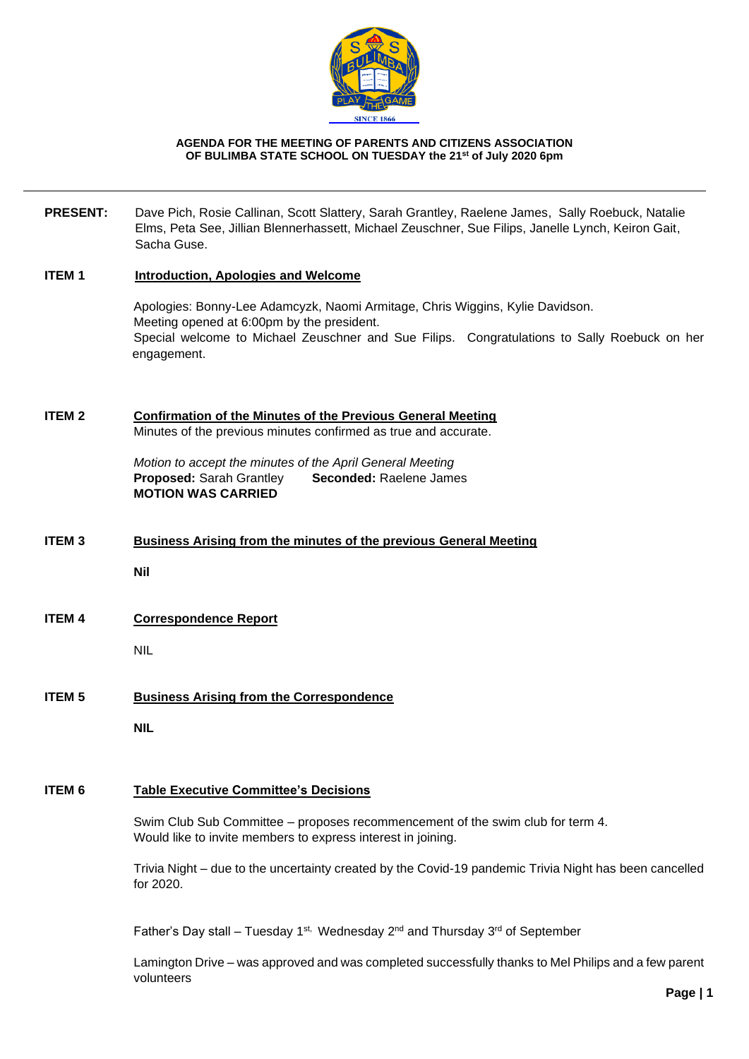**AGENDA FOR THE MEETING OF PARENTS AND CITIZENS ASSOCIATION OF BULIMBA STATE SCHOOL ON TUESDAY the 21st of July 2020 6pm**

---

**PRESENT:** Dave Pich, Rosie Callinan, Scott Slattery, Sarah Grantley, Raelene James, Sally Roebuck, Natalie Elms, Peta See, Jillian Blennerhassett, Michael Zeuschner, Sue Filips, Janelle Lynch, Keiron Gait, Sacha Guse.

**ITEM 1** **Introduction, Apologies and Welcome**

Apologies: Bonny-Lee Adamcyzk, Naomi Armitage, Chris Wiggins, Kylie Davidson.
Meeting opened at 6:00pm by the president.
Special welcome to Michael Zeuschner and Sue Filips. Congratulations to Sally Roebuck on her engagement.

**ITEM 2** **Confirmation of the Minutes of the Previous General Meeting**

Minutes of the previous minutes confirmed as true and accurate.

*Motion to accept the minutes of the April General Meeting*
**Proposed:** Sarah Grantley **Seconded:** Raelene James
**MOTION WAS CARRIED**

**ITEM 3** **Business Arising from the minutes of the previous General Meeting**

**Nil**

**ITEM 4** **Correspondence Report**

NIL

**ITEM 5** **Business Arising from the Correspondence**

**NIL**

**ITEM 6** **Table Executive Committee's Decisions**

Swim Club Sub Committee – proposes recommencement of the swim club for term 4.
Would like to invite members to express interest in joining.

Trivia Night – due to the uncertainty created by the Covid-19 pandemic Trivia Night has been cancelled for 2020.

Father's Day stall – Tuesday 1st, Wednesday 2nd and Thursday 3rd of September

Lamington Drive – was approved and was completed successfully thanks to Mel Philips and a few parent volunteers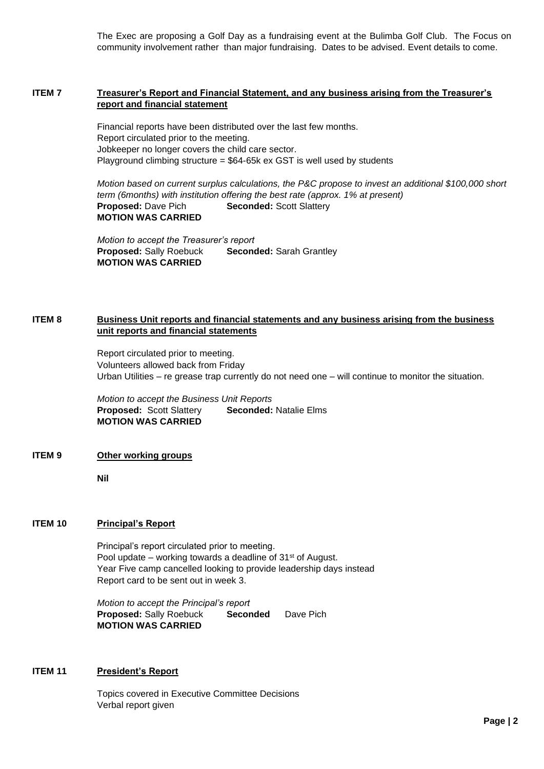The Exec are proposing a Golf Day as a fundraising event at the Bulimba Golf Club. The Focus on community involvement rather than major fundraising. Dates to be advised. Event details to come.

## ITEM 7 Treasurer's Report and Financial Statement, and any business arising from the Treasurer's report and financial statement

Financial reports have been distributed over the last few months.
Report circulated prior to the meeting.
Jobkeeper no longer covers the child care sector.
Playground climbing structure = $64-65k ex GST is well used by students

*Motion based on current surplus calculations, the P&C propose to invest an additional $100,000 short term (6months) with institution offering the best rate (approx. 1% at present)*
**Proposed:** Dave Pich **Seconded:** Scott Slattery
**MOTION WAS CARRIED**

*Motion to accept the Treasurer's report*
**Proposed:** Sally Roebuck **Seconded:** Sarah Grantley
**MOTION WAS CARRIED**

## ITEM 8 Business Unit reports and financial statements and any business arising from the business unit reports and financial statements

Report circulated prior to meeting.
Volunteers allowed back from Friday
Urban Utilities – re grease trap currently do not need one – will continue to monitor the situation.

*Motion to accept the Business Unit Reports*
**Proposed:** Scott Slattery **Seconded:** Natalie Elms
**MOTION WAS CARRIED**

## ITEM 9 Other working groups

**Nil**

## ITEM 10 Principal's Report

Principal's report circulated prior to meeting.
Pool update – working towards a deadline of 31st of August.
Year Five camp cancelled looking to provide leadership days instead
Report card to be sent out in week 3.

*Motion to accept the Principal's report*
**Proposed:** Sally Roebuck **Seconded** Dave Pich
**MOTION WAS CARRIED**

## ITEM 11 President's Report

Topics covered in Executive Committee Decisions
Verbal report given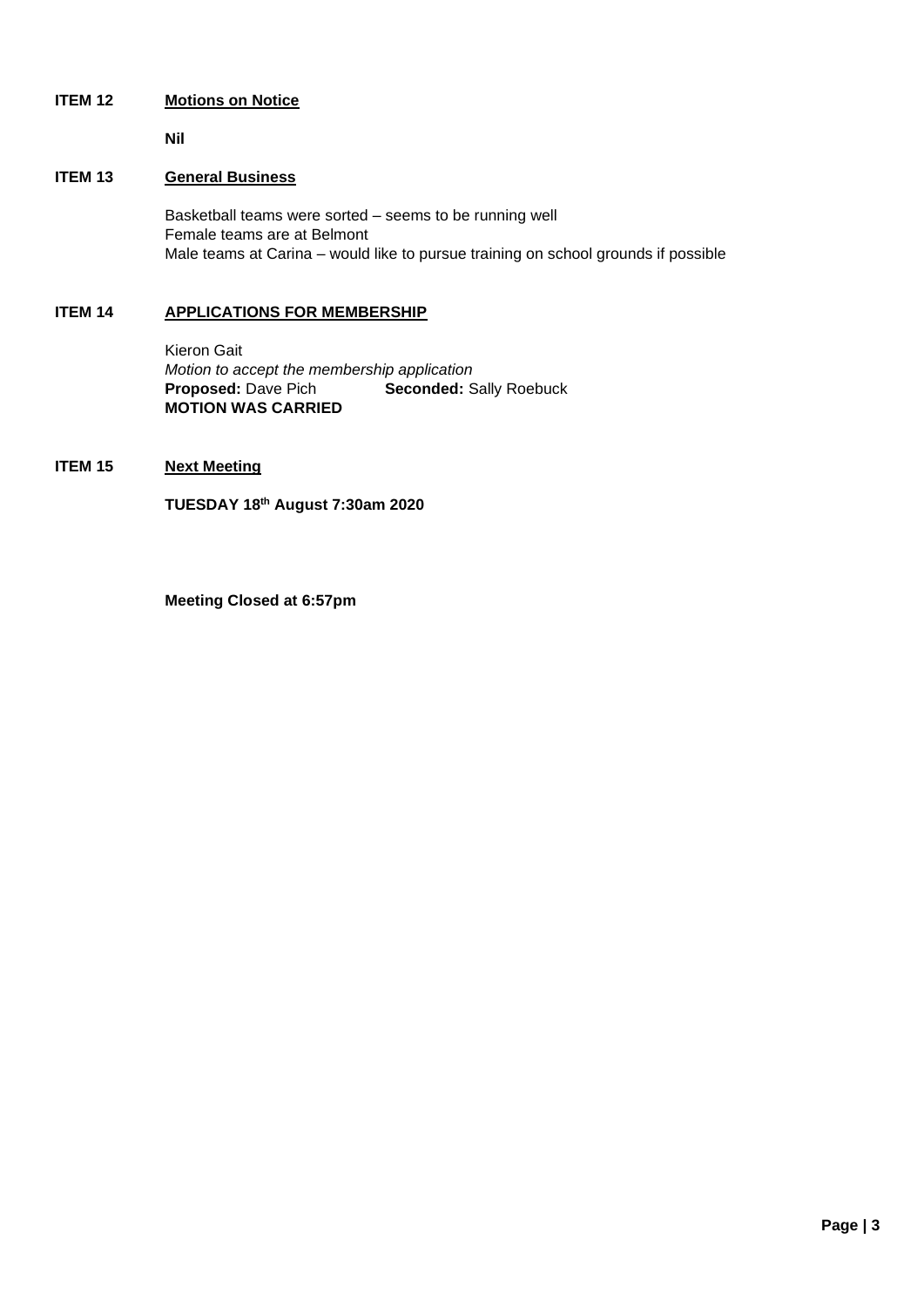**ITEM 12** **Motions on Notice**

**Nil**

**ITEM 13** **General Business**

Basketball teams were sorted – seems to be running well
Female teams are at Belmont
Male teams at Carina – would like to pursue training on school grounds if possible

**ITEM 14** **APPLICATIONS FOR MEMBERSHIP**

Kieron Gait
*Motion to accept the membership application*
**Proposed:** Dave Pich **Seconded:** Sally Roebuck
**MOTION WAS CARRIED**

**ITEM 15** **Next Meeting**

**TUESDAY 18th August 7:30am 2020**

**Meeting Closed at 6:57pm**